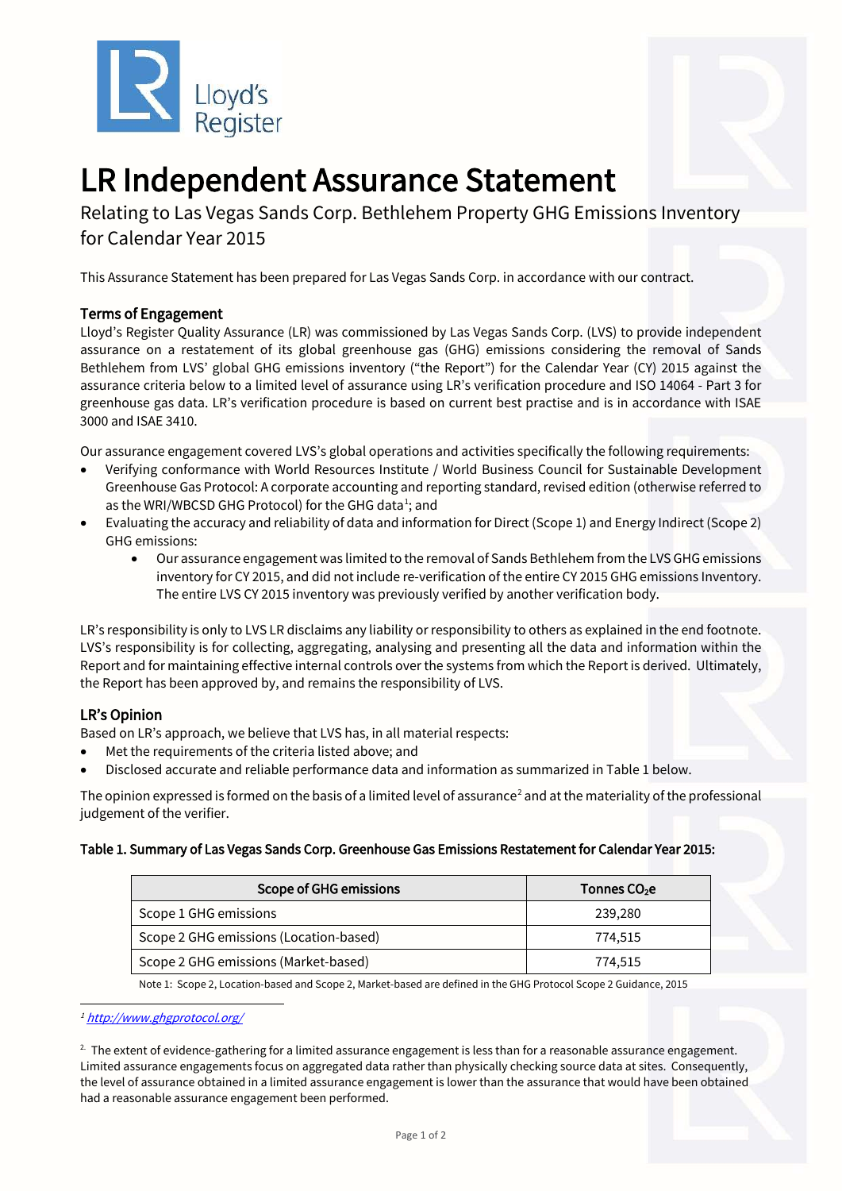Lloyd's Register

# LR Independent Assurance Statement

Relating to Las Vegas Sands Corp. Bethlehem Property GHG Emissions Inventory for Calendar Year 2015

This Assurance Statement has been prepared for Las Vegas Sands Corp. in accordance with our contract.

## Terms of Engagement

Lloyd's Register Quality Assurance (LR) was commissioned by Las Vegas Sands Corp. (LVS) to provide independent assurance on a restatement of its global greenhouse gas (GHG) emissions considering the removal of Sands Bethlehem from LVS' global GHG emissions inventory ("the Report") for the Calendar Year (CY) 2015 against the assurance criteria below to a limited level of assurance using LR's verification procedure and ISO 14064 - Part 3 for greenhouse gas data. LR's verification procedure is based on current best practise and is in accordance with ISAE 3000 and ISAE 3410.

Our assurance engagement covered LVS's global operations and activities specifically the following requirements:

- Verifying conformance with World Resources Institute / World Business Council for Sustainable Development Greenhouse Gas Protocol: A corporate accounting and reporting standard, revised edition (otherwise referred to as the WRI/WBCSD GHG Protocol) for the GHG data[1]; and
- Evaluating the accuracy and reliability of data and information for Direct (Scope 1) and Energy Indirect (Scope 2) GHG emissions:
  - Our assurance engagement was limited to the removal of Sands Bethlehem from the LVS GHG emissions inventory for CY 2015, and did not include re-verification of the entire CY 2015 GHG emissions Inventory. The entire LVS CY 2015 inventory was previously verified by another verification body.

LR's responsibility is only to LVS LR disclaims any liability or responsibility to others as explained in the end footnote. LVS's responsibility is for collecting, aggregating, analysing and presenting all the data and information within the Report and for maintaining effective internal controls over the systems from which the Report is derived. Ultimately, the Report has been approved by, and remains the responsibility of LVS.

## LR's Opinion

Based on LR's approach, we believe that LVS has, in all material respects:

- Met the requirements of the criteria listed above; and
- Disclosed accurate and reliable performance data and information as summarized in Table 1 below.

The opinion expressed is formed on the basis of a limited level of assurance[2] and at the materiality of the professional judgement of the verifier.

**Table 1. Summary of Las Vegas Sands Corp. Greenhouse Gas Emissions Restatement for Calendar Year 2015:**

| Scope of GHG emissions | Tonnes $CO_2e$ |
|---|---|
| Scope 1 GHG emissions | 239,280 |
| Scope 2 GHG emissions (Location-based) | 774,515 |
| Scope 2 GHG emissions (Market-based) | 774,515 |

Note 1: Scope 2, Location-based and Scope 2, Market-based are defined in the GHG Protocol Scope 2 Guidance, 2015

---

[1] *http://www.ghgprotocol.org/*

[2] The extent of evidence-gathering for a limited assurance engagement is less than for a reasonable assurance engagement. Limited assurance engagements focus on aggregated data rather than physically checking source data at sites. Consequently, the level of assurance obtained in a limited assurance engagement is lower than the assurance that would have been obtained had a reasonable assurance engagement been performed.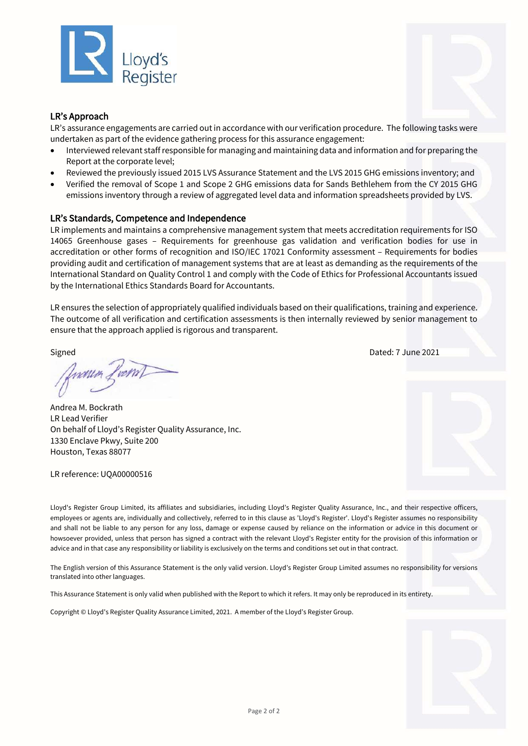## LR's Approach

LR's assurance engagements are carried out in accordance with our verification procedure. The following tasks were undertaken as part of the evidence gathering process for this assurance engagement:

- Interviewed relevant staff responsible for managing and maintaining data and information and for preparing the Report at the corporate level;
- Reviewed the previously issued 2015 LVS Assurance Statement and the LVS 2015 GHG emissions inventory; and
- Verified the removal of Scope 1 and Scope 2 GHG emissions data for Sands Bethlehem from the CY 2015 GHG emissions inventory through a review of aggregated level data and information spreadsheets provided by LVS.

## LR's Standards, Competence and Independence

LR implements and maintains a comprehensive management system that meets accreditation requirements for ISO 14065 Greenhouse gases – Requirements for greenhouse gas validation and verification bodies for use in accreditation or other forms of recognition and ISO/IEC 17021 Conformity assessment – Requirements for bodies providing audit and certification of management systems that are at least as demanding as the requirements of the International Standard on Quality Control 1 and comply with the Code of Ethics for Professional Accountants issued by the International Ethics Standards Board for Accountants.

LR ensures the selection of appropriately qualified individuals based on their qualifications, training and experience. The outcome of all verification and certification assessments is then internally reviewed by senior management to ensure that the approach applied is rigorous and transparent.

Signed

Dated: 7 June 2021

Andrea M. Bockrath
LR Lead Verifier
On behalf of Lloyd's Register Quality Assurance, Inc.
1330 Enclave Pkwy, Suite 200
Houston, Texas 88077

LR reference: UQA00000516

Lloyd's Register Group Limited, its affiliates and subsidiaries, including Lloyd's Register Quality Assurance, Inc., and their respective officers, employees or agents are, individually and collectively, referred to in this clause as 'Lloyd's Register'. Lloyd's Register assumes no responsibility and shall not be liable to any person for any loss, damage or expense caused by reliance on the information or advice in this document or howsoever provided, unless that person has signed a contract with the relevant Lloyd's Register entity for the provision of this information or advice and in that case any responsibility or liability is exclusively on the terms and conditions set out in that contract.

The English version of this Assurance Statement is the only valid version. Lloyd's Register Group Limited assumes no responsibility for versions translated into other languages.

This Assurance Statement is only valid when published with the Report to which it refers. It may only be reproduced in its entirety.

Copyright © Lloyd's Register Quality Assurance Limited, 2021. A member of the Lloyd's Register Group.